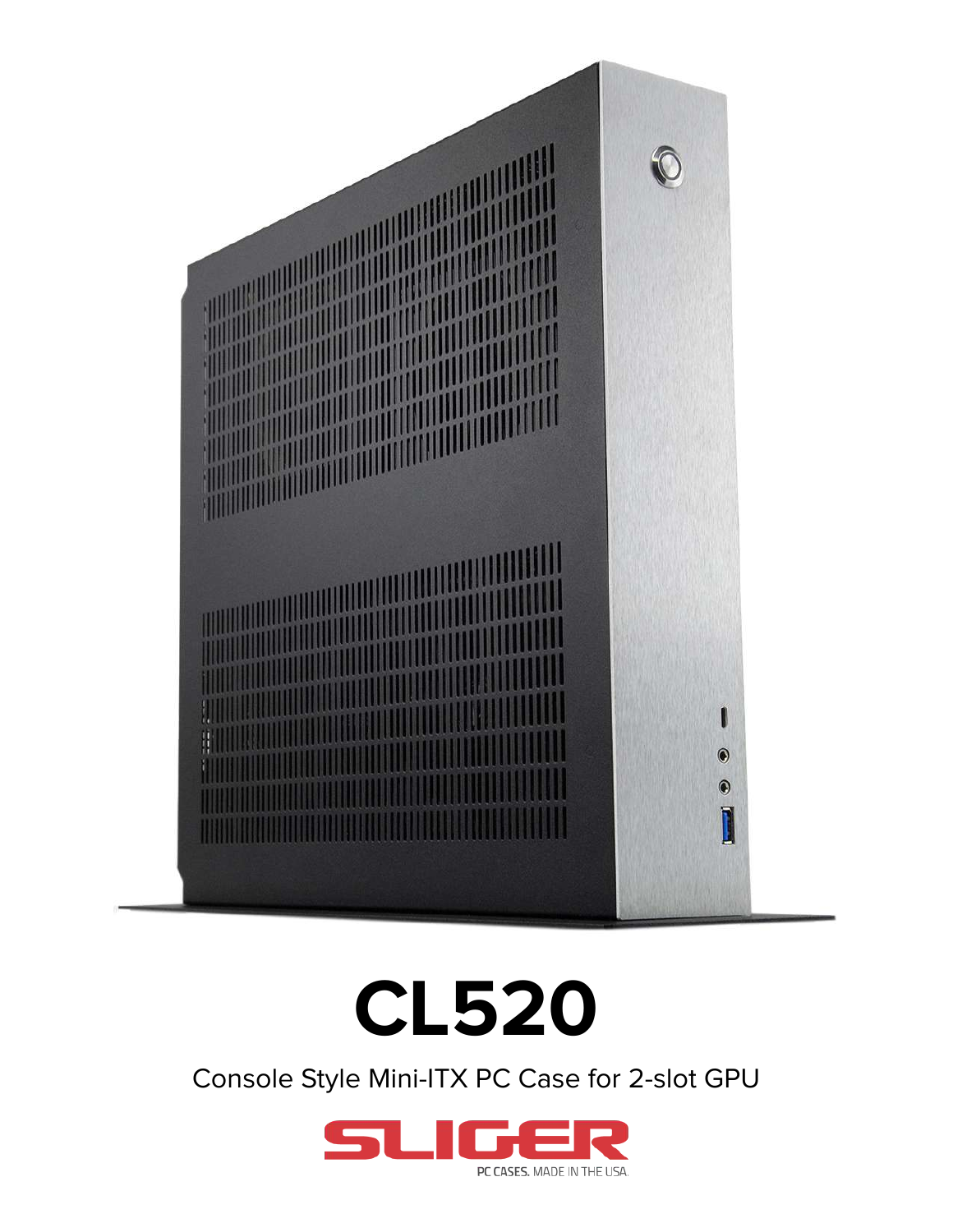# CL520

Console Style Mini-ITX PC Case for 2-slot GPU

SLIGER

PC CASES. MADE IN THE USA.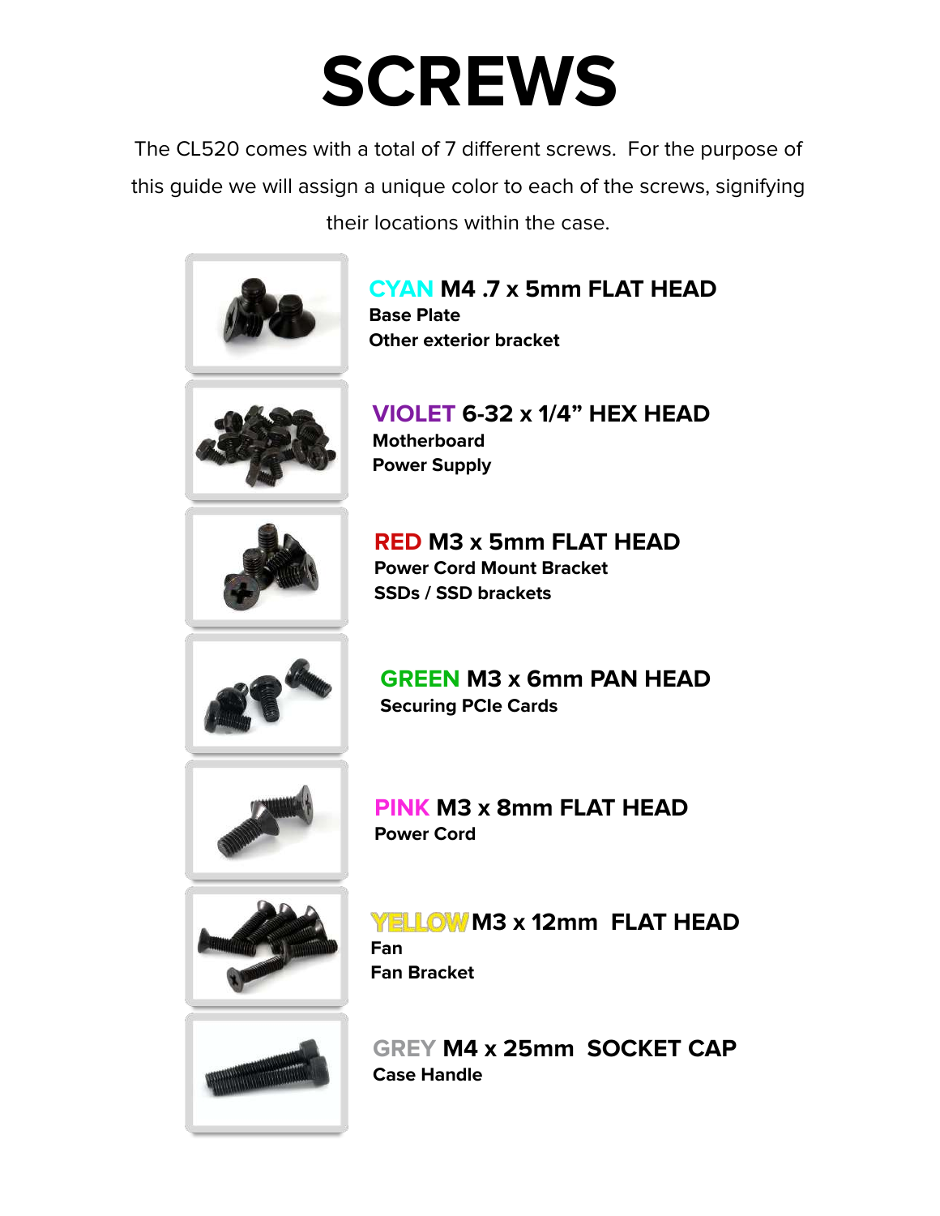# SCREWS

The CL520 comes with a total of 7 different screws. For the purpose of this guide we will assign a unique color to each of the screws, signifying their locations within the case.

### CYAN M4 .7 x 5mm FLAT HEAD
**Base Plate**
**Other exterior bracket**

### VIOLET 6-32 x 1/4" HEX HEAD
**Motherboard**
**Power Supply**

### RED M3 x 5mm FLAT HEAD
**Power Cord Mount Bracket**
**SSDs / SSD brackets**

### GREEN M3 x 6mm PAN HEAD
**Securing PCIe Cards**

### PINK M3 x 8mm FLAT HEAD
**Power Cord**

### YELLOW M3 x 12mm FLAT HEAD
**Fan**
**Fan Bracket**

### GREY M4 x 25mm SOCKET CAP
**Case Handle**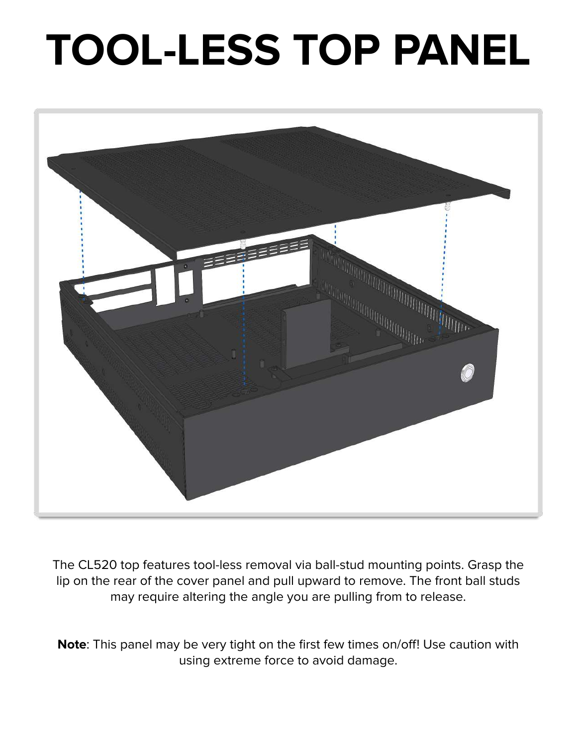# TOOL-LESS TOP PANEL

The CL520 top features tool-less removal via ball-stud mounting points. Grasp the lip on the rear of the cover panel and pull upward to remove. The front ball studs may require altering the angle you are pulling from to release.

**Note**: This panel may be very tight on the first few times on/off! Use caution with using extreme force to avoid damage.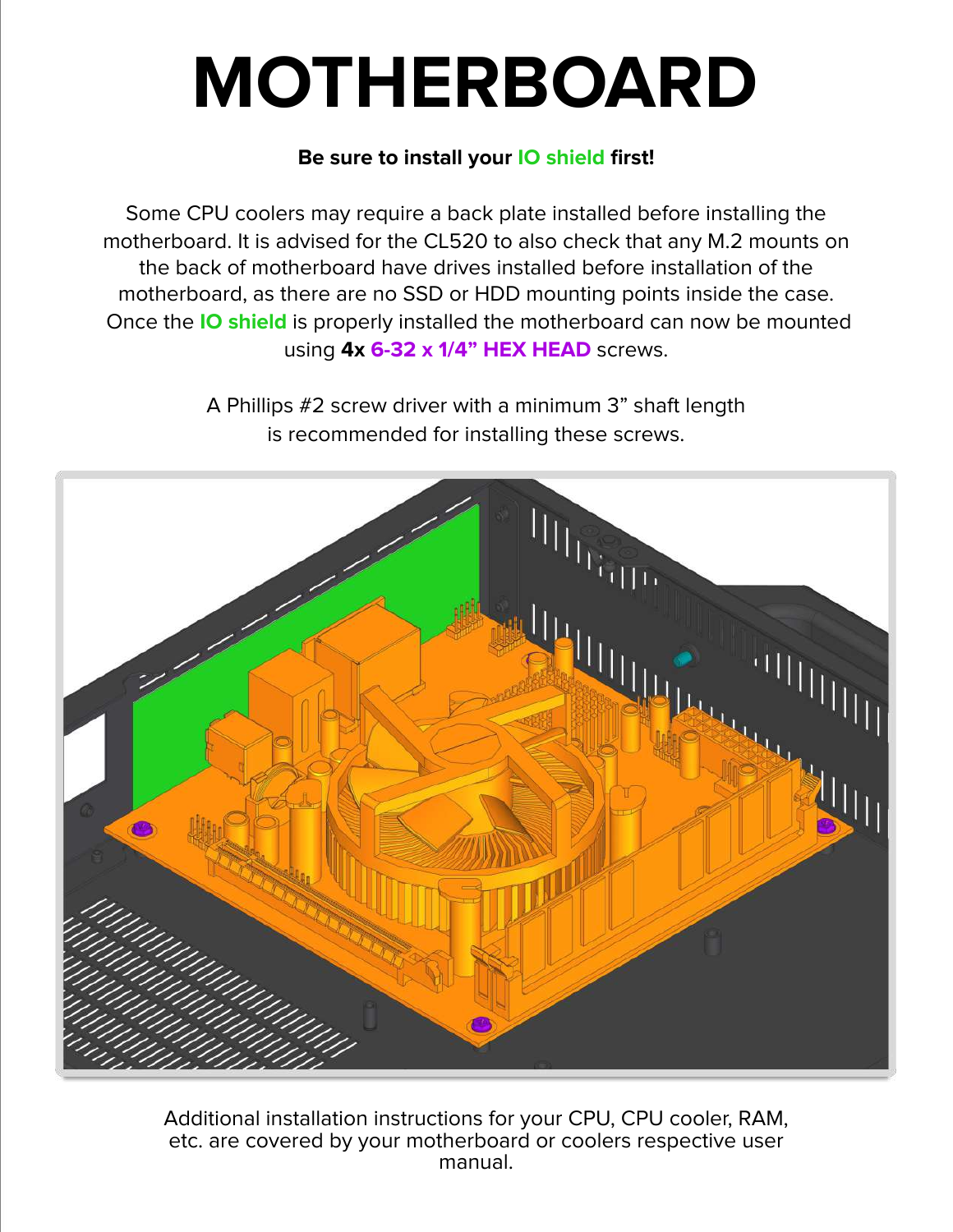# MOTHERBOARD

**Be sure to install your IO shield first!**

Some CPU coolers may require a back plate installed before installing the motherboard. It is advised for the CL520 to also check that any M.2 mounts on the back of motherboard have drives installed before installation of the motherboard, as there are no SSD or HDD mounting points inside the case. Once the **IO shield** is properly installed the motherboard can now be mounted using **4x 6-32 x 1/4" HEX HEAD** screws.

A Phillips #2 screw driver with a minimum 3" shaft length is recommended for installing these screws.

Additional installation instructions for your CPU, CPU cooler, RAM, etc. are covered by your motherboard or coolers respective user manual.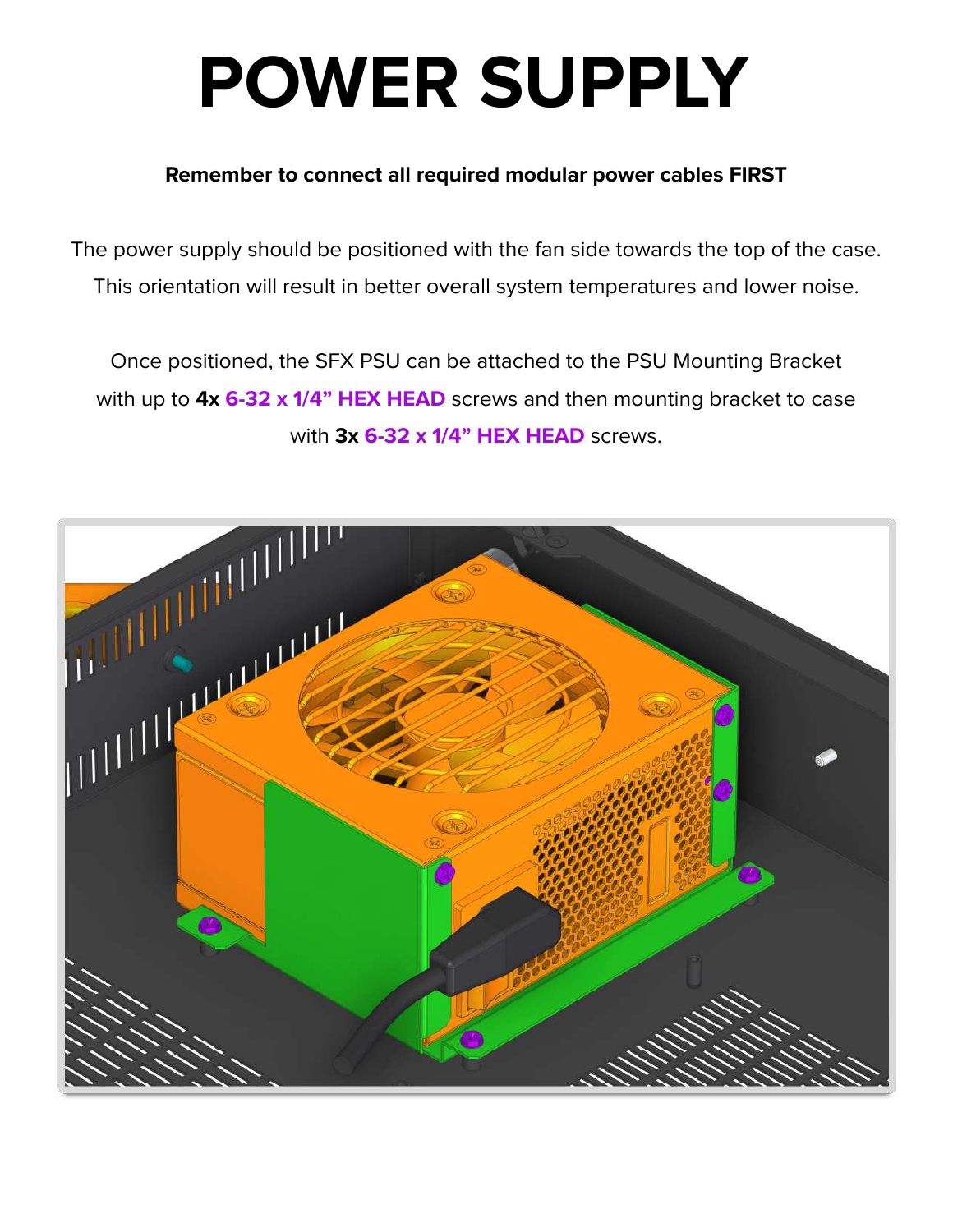# POWER SUPPLY

**Remember to connect all required modular power cables FIRST**

The power supply should be positioned with the fan side towards the top of the case. This orientation will result in better overall system temperatures and lower noise.

Once positioned, the SFX PSU can be attached to the PSU Mounting Bracket with up to **4x** **6-32 x 1/4" HEX HEAD** screws and then mounting bracket to case with **3x** **6-32 x 1/4" HEX HEAD** screws.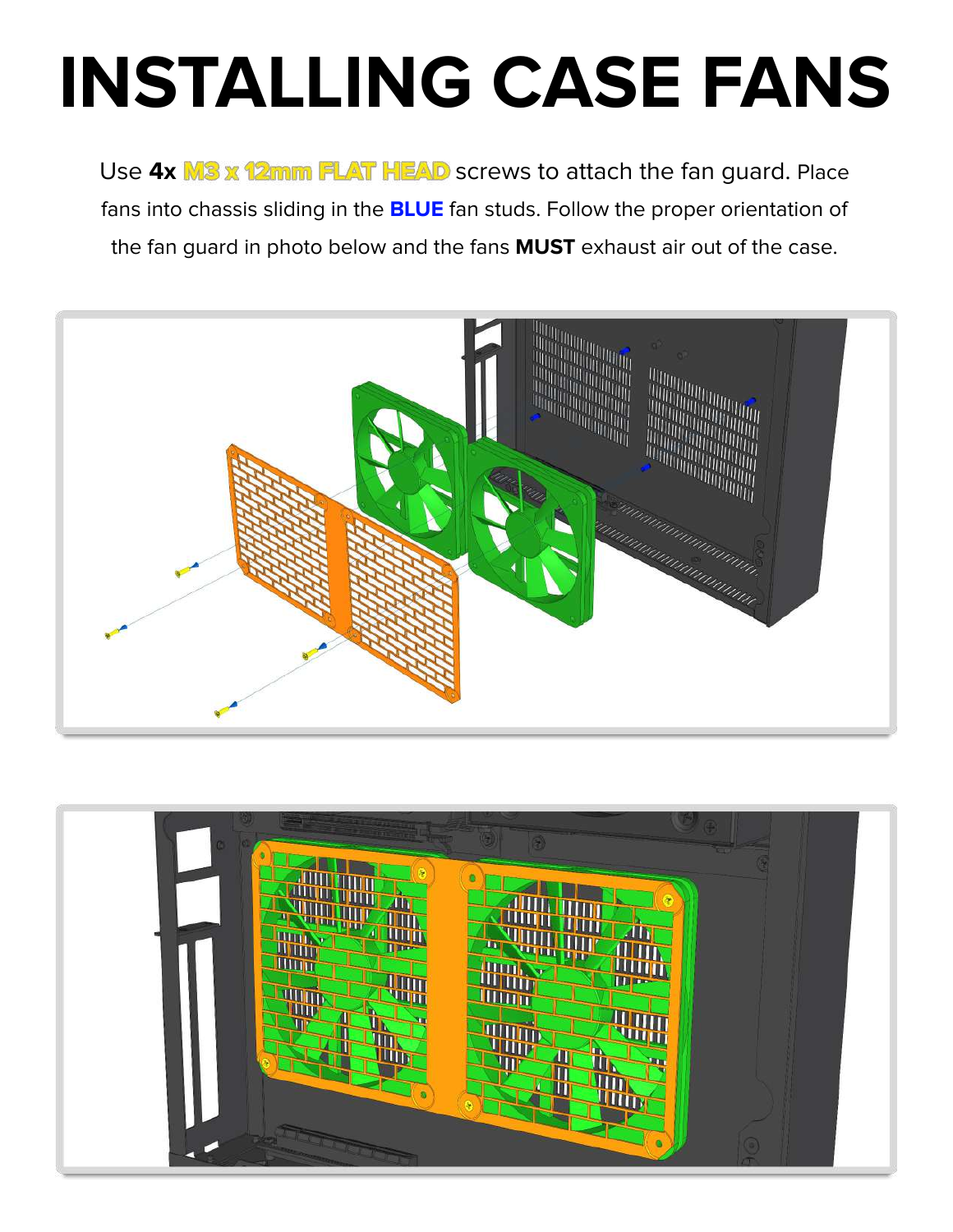# INSTALLING CASE FANS

Use **4x** **M3 x 12mm FLAT HEAD** screws to attach the fan guard. Place fans into chassis sliding in the **BLUE** fan studs. Follow the proper orientation of the fan guard in photo below and the fans **MUST** exhaust air out of the case.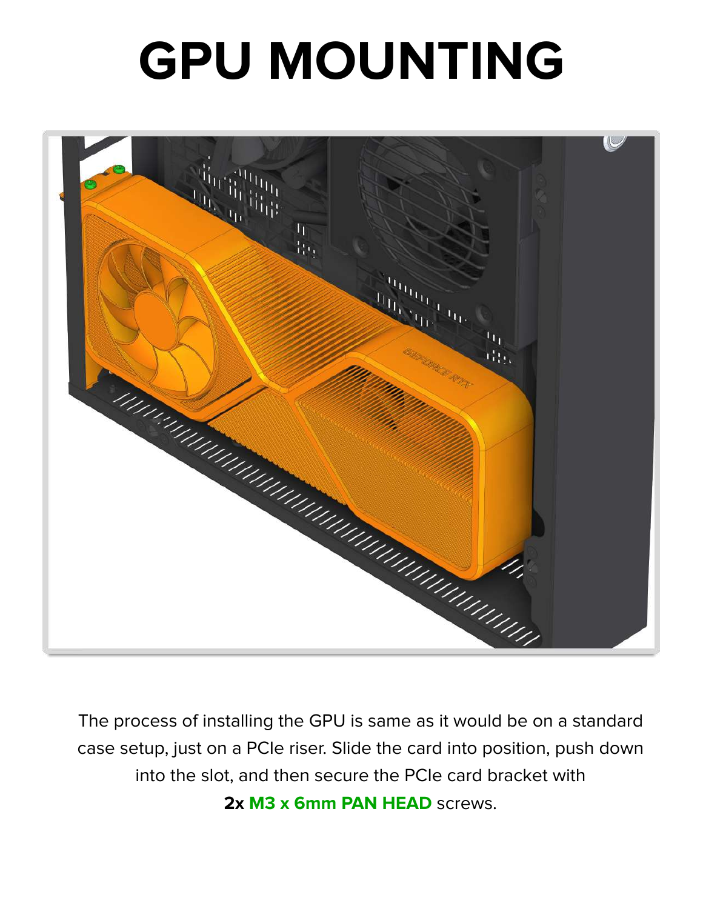# GPU MOUNTING

The process of installing the GPU is same as it would be on a standard case setup, just on a PCIe riser. Slide the card into position, push down into the slot, and then secure the PCIe card bracket with **2x M3 x 6mm PAN HEAD** screws.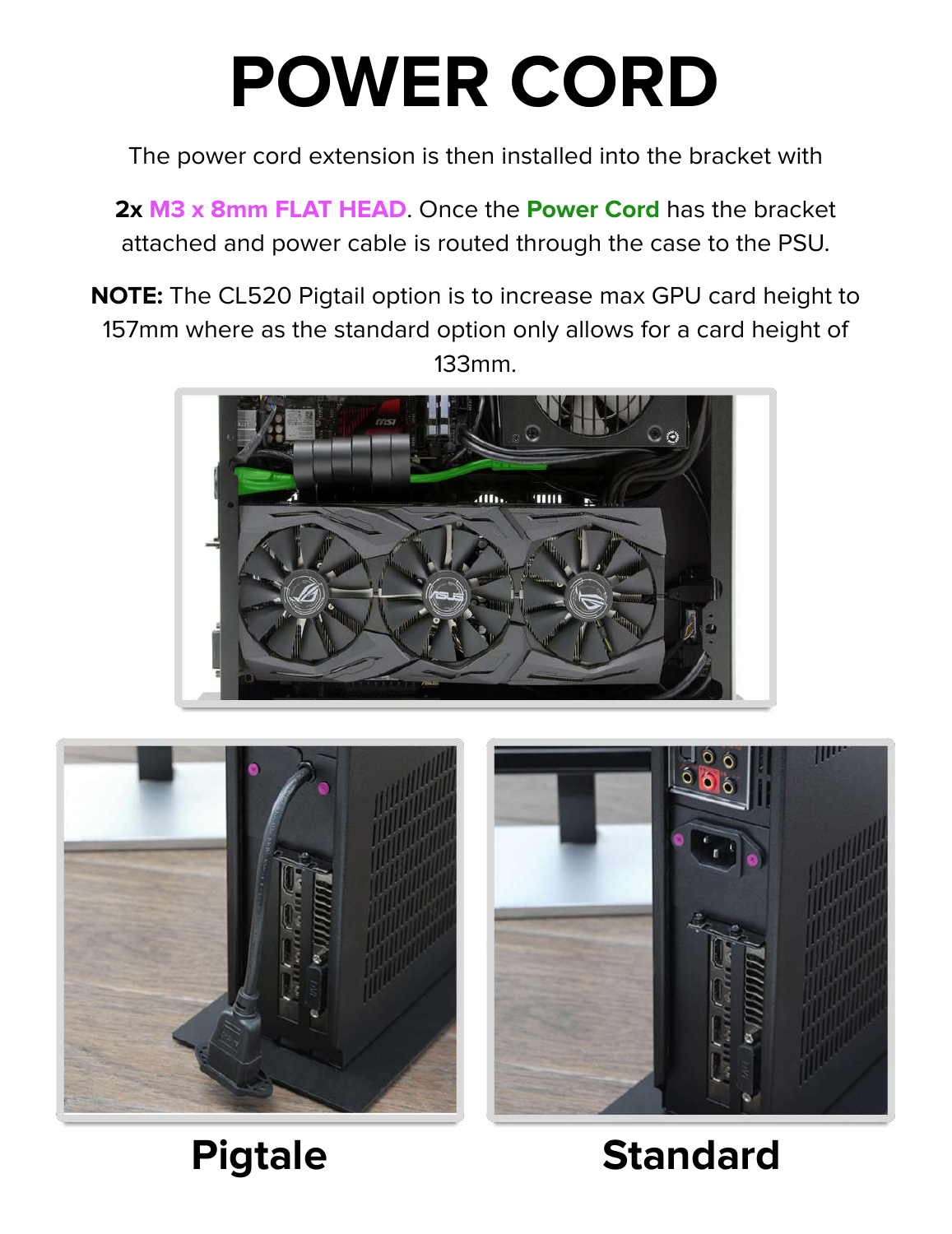# POWER CORD

The power cord extension is then installed into the bracket with

**2x** M3 x 8mm FLAT HEAD. Once the Power Cord has the bracket attached and power cable is routed through the case to the PSU.

**NOTE:** The CL520 Pigtail option is to increase max GPU card height to 157mm where as the standard option only allows for a card height of 133mm.

**Pigtale**

**Standard**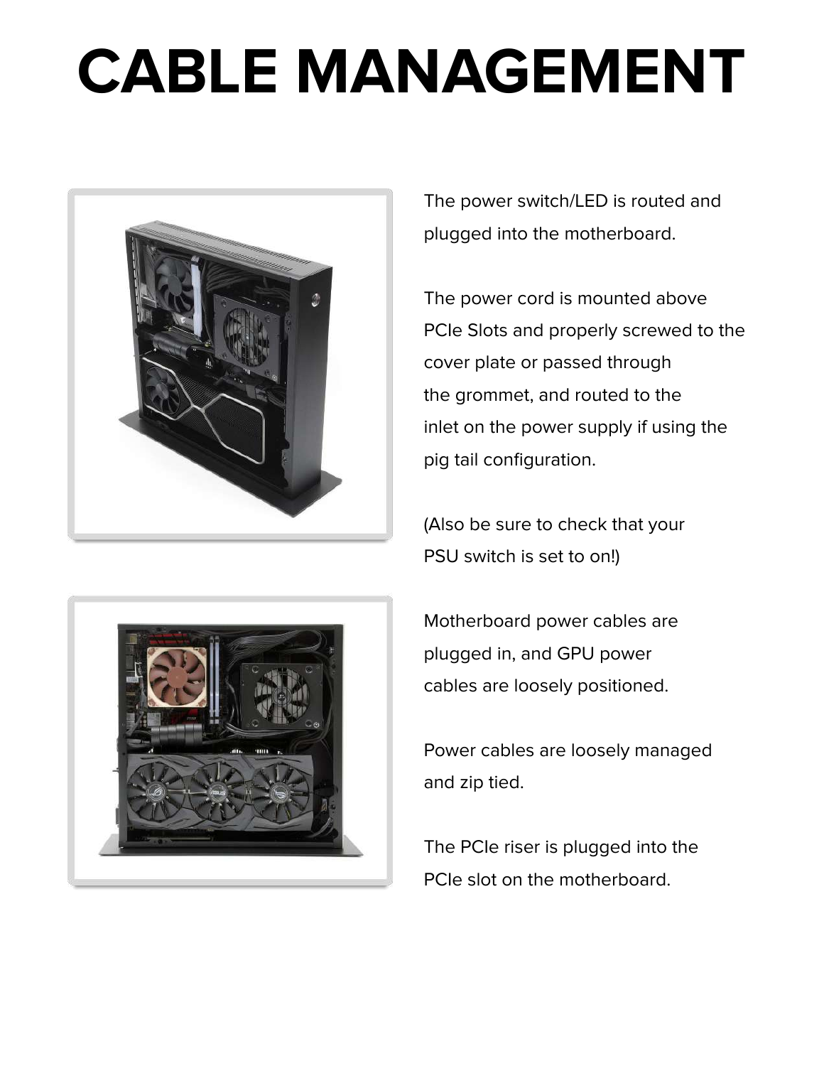# CABLE MANAGEMENT

The power switch/LED is routed and plugged into the motherboard.

The power cord is mounted above PCIe Slots and properly screwed to the cover plate or passed through the grommet, and routed to the inlet on the power supply if using the pig tail configuration.

(Also be sure to check that your PSU switch is set to on!)

Motherboard power cables are plugged in, and GPU power cables are loosely positioned.

Power cables are loosely managed and zip tied.

The PCIe riser is plugged into the PCIe slot on the motherboard.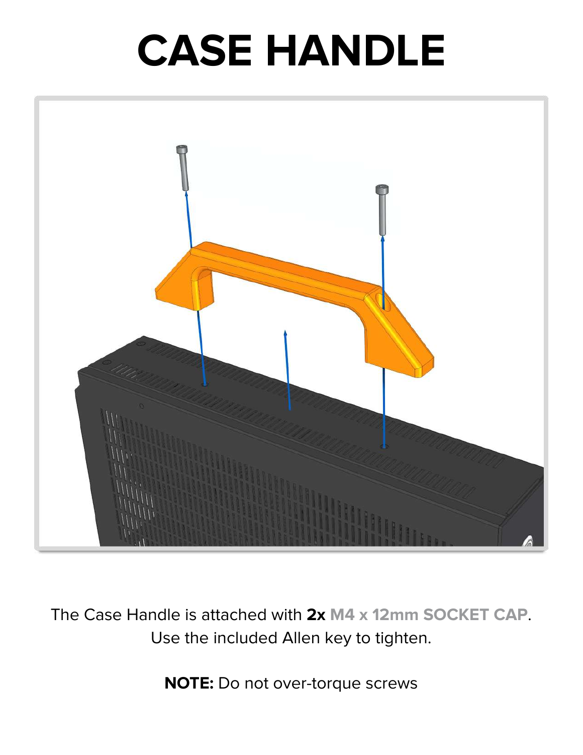# CASE HANDLE

The Case Handle is attached with **2x** **M4 x 12mm SOCKET CAP**.
Use the included Allen key to tighten.

**NOTE:** Do not over-torque screws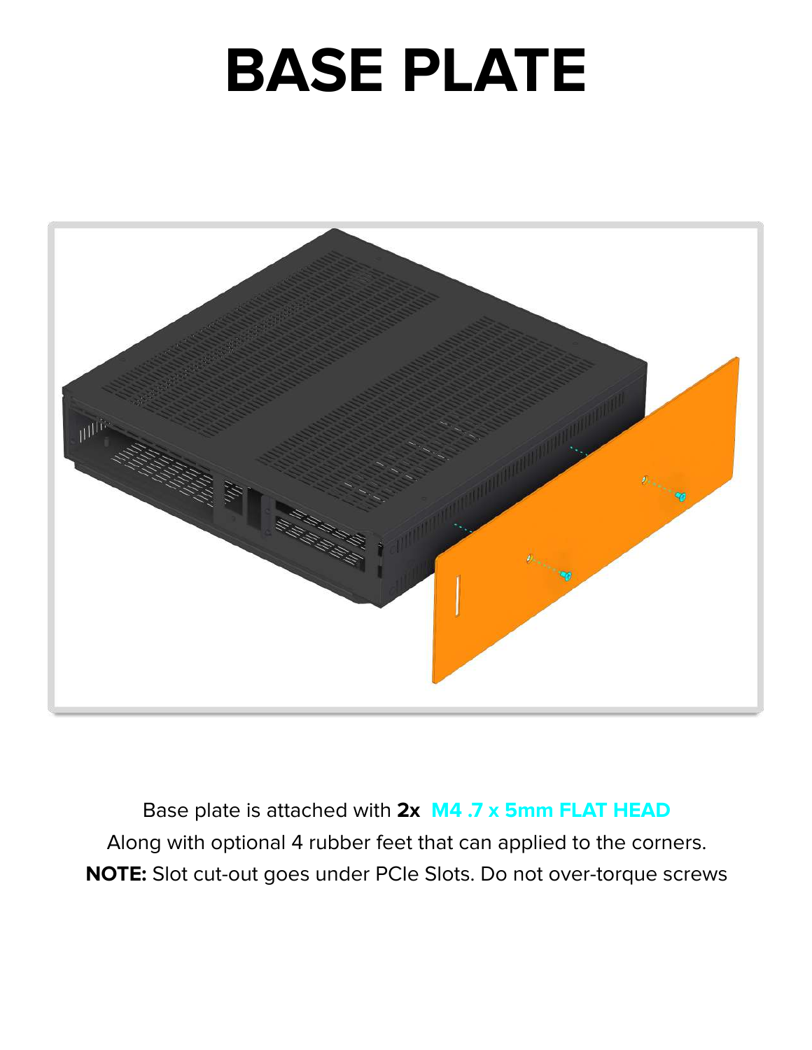# BASE PLATE

Base plate is attached with **2x M4 .7 x 5mm FLAT HEAD**

Along with optional 4 rubber feet that can applied to the corners.

**NOTE:** Slot cut-out goes under PCIe Slots. Do not over-torque screws